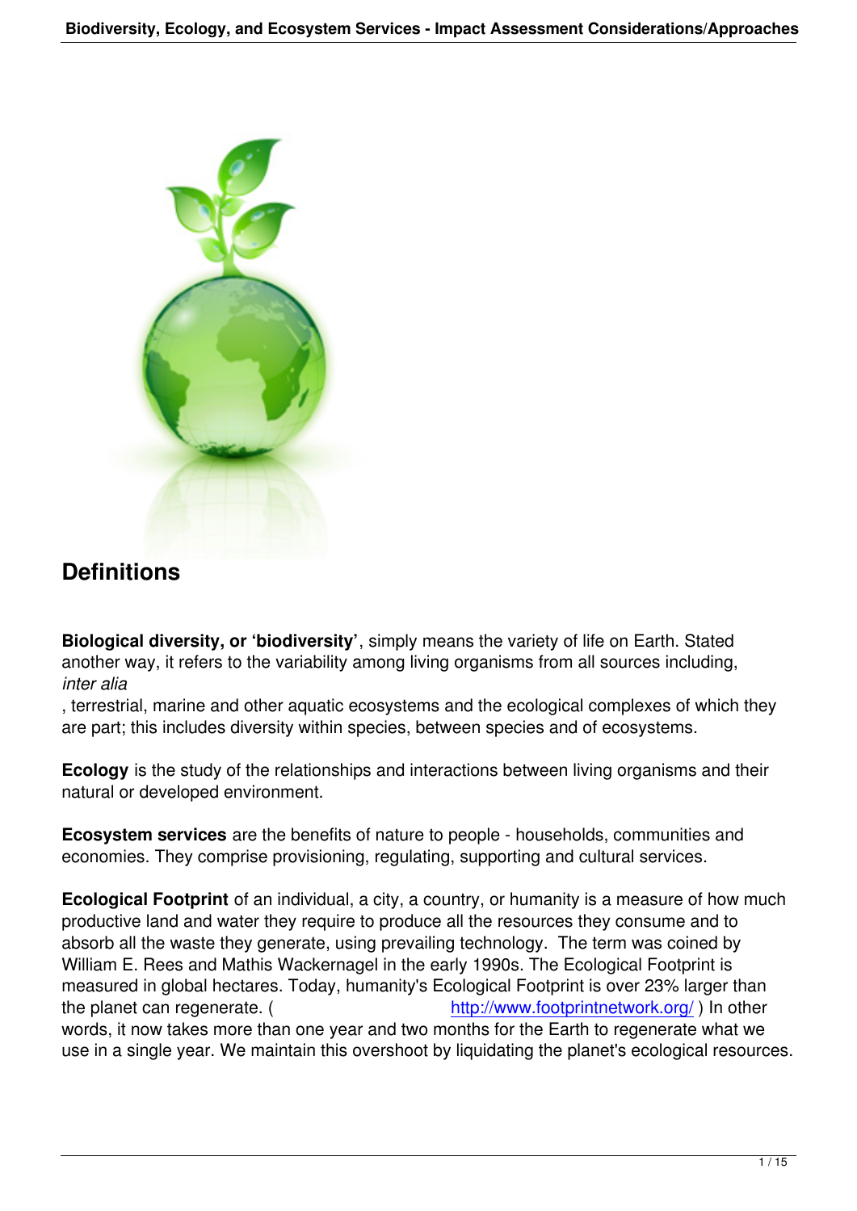## Definitions

**Biological diversity, or 'biodiversity'**, simply means the variety of life on Earth. Stated another way, it refers to the variability among living organisms from all sources including, *inter alia*, terrestrial, marine and other aquatic ecosystems and the ecological complexes of which they are part; this includes diversity within species, between species and of ecosystems.

**Ecology** is the study of the relationships and interactions between living organisms and their natural or developed environment.

**Ecosystem services** are the benefits of nature to people - households, communities and economies. They comprise provisioning, regulating, supporting and cultural services.

**Ecological Footprint** of an individual, a city, a country, or humanity is a measure of how much productive land and water they require to produce all the resources they consume and to absorb all the waste they generate, using prevailing technology. The term was coined by William E. Rees and Mathis Wackernagel in the early 1990s. The Ecological Footprint is measured in global hectares. Today, humanity's Ecological Footprint is over 23% larger than the planet can regenerate. ( http://www.footprintnetwork.org/ ) In other words, it now takes more than one year and two months for the Earth to regenerate what we use in a single year. We maintain this overshoot by liquidating the planet's ecological resources.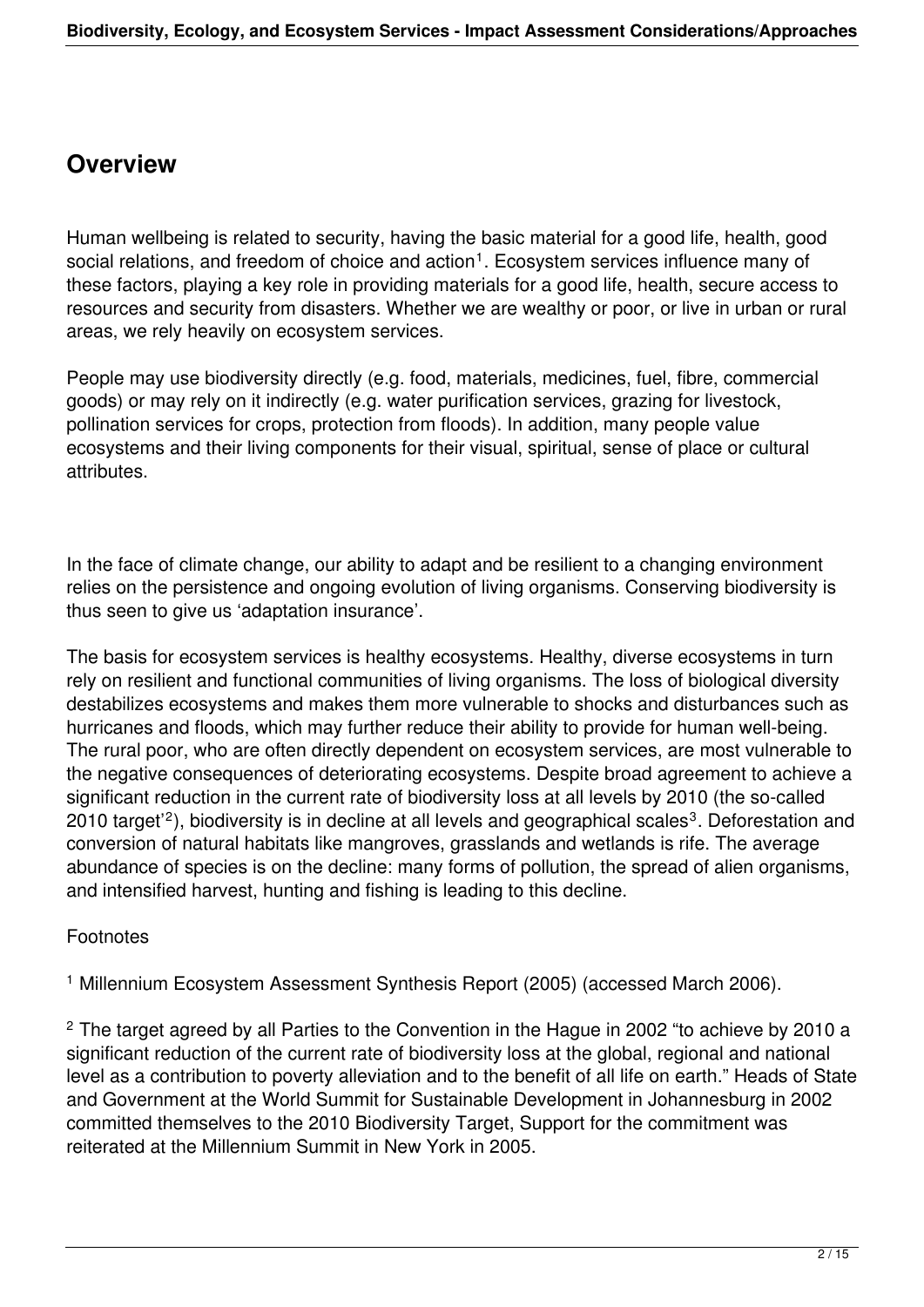## Overview

Human wellbeing is related to security, having the basic material for a good life, health, good social relations, and freedom of choice and action[1]. Ecosystem services influence many of these factors, playing a key role in providing materials for a good life, health, secure access to resources and security from disasters. Whether we are wealthy or poor, or live in urban or rural areas, we rely heavily on ecosystem services.

People may use biodiversity directly (e.g. food, materials, medicines, fuel, fibre, commercial goods) or may rely on it indirectly (e.g. water purification services, grazing for livestock, pollination services for crops, protection from floods). In addition, many people value ecosystems and their living components for their visual, spiritual, sense of place or cultural attributes.

In the face of climate change, our ability to adapt and be resilient to a changing environment relies on the persistence and ongoing evolution of living organisms. Conserving biodiversity is thus seen to give us 'adaptation insurance'.

The basis for ecosystem services is healthy ecosystems. Healthy, diverse ecosystems in turn rely on resilient and functional communities of living organisms. The loss of biological diversity destabilizes ecosystems and makes them more vulnerable to shocks and disturbances such as hurricanes and floods, which may further reduce their ability to provide for human well-being. The rural poor, who are often directly dependent on ecosystem services, are most vulnerable to the negative consequences of deteriorating ecosystems. Despite broad agreement to achieve a significant reduction in the current rate of biodiversity loss at all levels by 2010 (the so-called 2010 target'[2]), biodiversity is in decline at all levels and geographical scales[3]. Deforestation and conversion of natural habitats like mangroves, grasslands and wetlands is rife. The average abundance of species is on the decline: many forms of pollution, the spread of alien organisms, and intensified harvest, hunting and fishing is leading to this decline.

Footnotes

[1] Millennium Ecosystem Assessment Synthesis Report (2005) (accessed March 2006).

[2] The target agreed by all Parties to the Convention in the Hague in 2002 "to achieve by 2010 a significant reduction of the current rate of biodiversity loss at the global, regional and national level as a contribution to poverty alleviation and to the benefit of all life on earth." Heads of State and Government at the World Summit for Sustainable Development in Johannesburg in 2002 committed themselves to the 2010 Biodiversity Target, Support for the commitment was reiterated at the Millennium Summit in New York in 2005.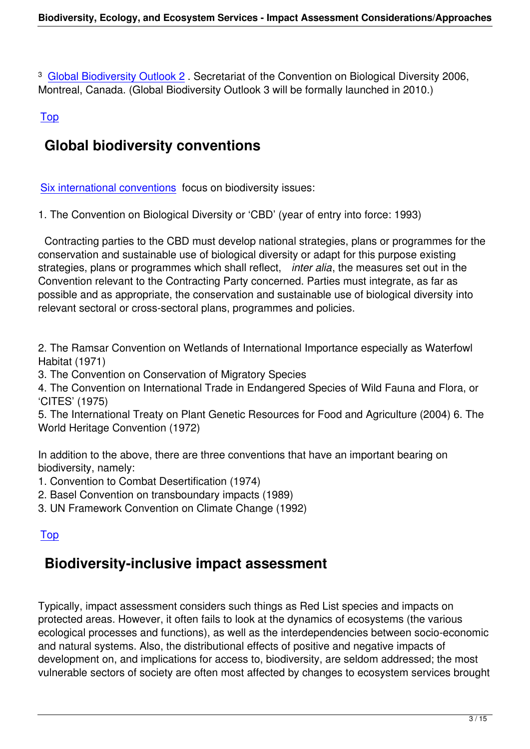[3] Global Biodiversity Outlook 2 . Secretariat of the Convention on Biological Diversity 2006, Montreal, Canada. (Global Biodiversity Outlook 3 will be formally launched in 2010.)

Top

## Global biodiversity conventions

Six international conventions focus on biodiversity issues:

1. The Convention on Biological Diversity or 'CBD' (year of entry into force: 1993)

Contracting parties to the CBD must develop national strategies, plans or programmes for the conservation and sustainable use of biological diversity or adapt for this purpose existing strategies, plans or programmes which shall reflect, *inter alia*, the measures set out in the Convention relevant to the Contracting Party concerned. Parties must integrate, as far as possible and as appropriate, the conservation and sustainable use of biological diversity into relevant sectoral or cross-sectoral plans, programmes and policies.

2. The Ramsar Convention on Wetlands of International Importance especially as Waterfowl Habitat (1971)
3. The Convention on Conservation of Migratory Species
4. The Convention on International Trade in Endangered Species of Wild Fauna and Flora, or 'CITES' (1975)
5. The International Treaty on Plant Genetic Resources for Food and Agriculture (2004) 6. The World Heritage Convention (1972)

In addition to the above, there are three conventions that have an important bearing on biodiversity, namely:
1. Convention to Combat Desertification (1974)
2. Basel Convention on transboundary impacts (1989)
3. UN Framework Convention on Climate Change (1992)

Top

## Biodiversity-inclusive impact assessment

Typically, impact assessment considers such things as Red List species and impacts on protected areas. However, it often fails to look at the dynamics of ecosystems (the various ecological processes and functions), as well as the interdependencies between socio-economic and natural systems. Also, the distributional effects of positive and negative impacts of development on, and implications for access to, biodiversity, are seldom addressed; the most vulnerable sectors of society are often most affected by changes to ecosystem services brought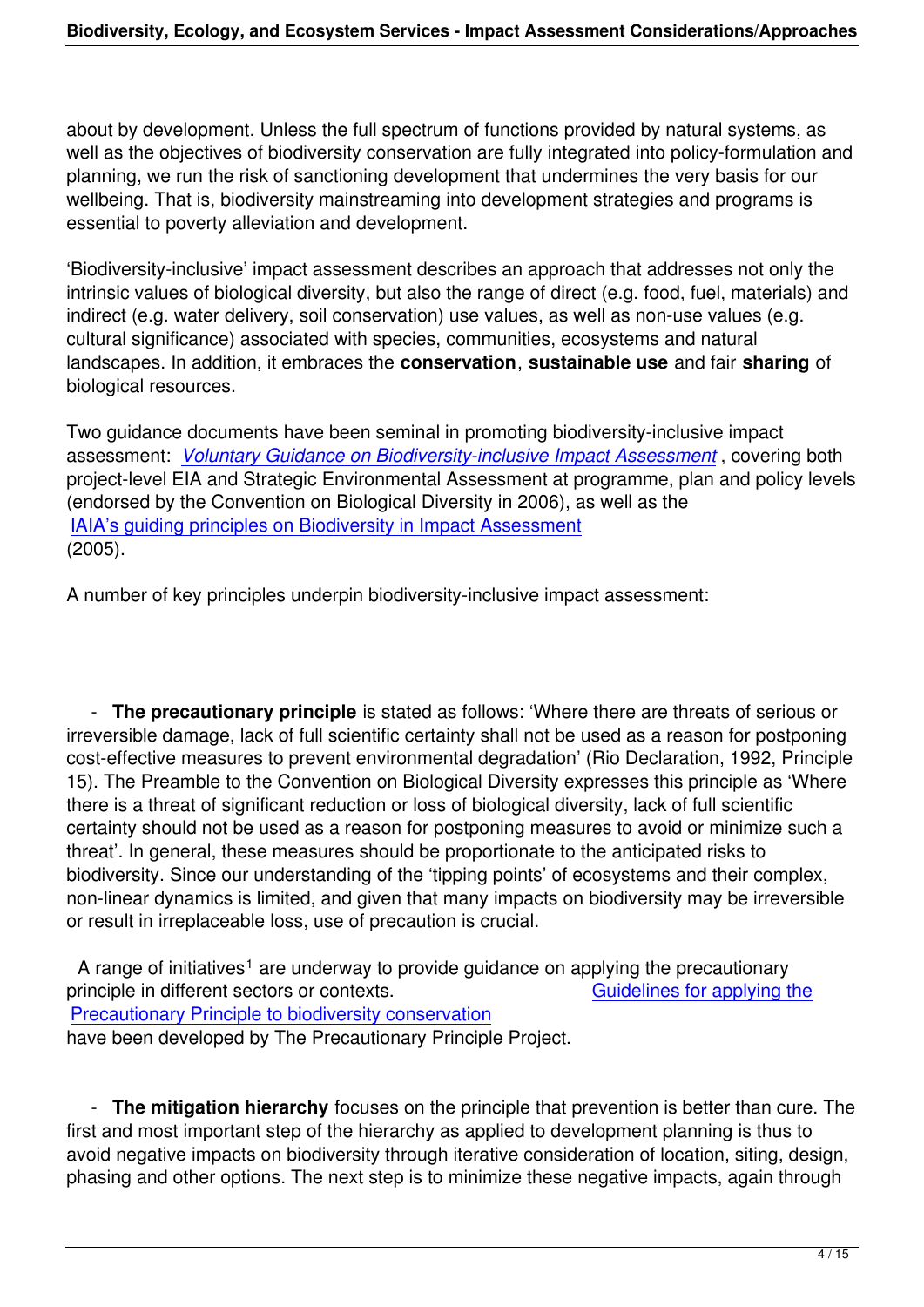about by development. Unless the full spectrum of functions provided by natural systems, as well as the objectives of biodiversity conservation are fully integrated into policy-formulation and planning, we run the risk of sanctioning development that undermines the very basis for our wellbeing. That is, biodiversity mainstreaming into development strategies and programs is essential to poverty alleviation and development.

'Biodiversity-inclusive' impact assessment describes an approach that addresses not only the intrinsic values of biological diversity, but also the range of direct (e.g. food, fuel, materials) and indirect (e.g. water delivery, soil conservation) use values, as well as non-use values (e.g. cultural significance) associated with species, communities, ecosystems and natural landscapes. In addition, it embraces the **conservation**, **sustainable use** and fair **sharing** of biological resources.

Two guidance documents have been seminal in promoting biodiversity-inclusive impact assessment: *Voluntary Guidance on Biodiversity-inclusive Impact Assessment*, covering both project-level EIA and Strategic Environmental Assessment at programme, plan and policy levels (endorsed by the Convention on Biological Diversity in 2006), as well as the IAIA's guiding principles on Biodiversity in Impact Assessment (2005).

A number of key principles underpin biodiversity-inclusive impact assessment:

- **The precautionary principle** is stated as follows: 'Where there are threats of serious or irreversible damage, lack of full scientific certainty shall not be used as a reason for postponing cost-effective measures to prevent environmental degradation' (Rio Declaration, 1992, Principle 15). The Preamble to the Convention on Biological Diversity expresses this principle as 'Where there is a threat of significant reduction or loss of biological diversity, lack of full scientific certainty should not be used as a reason for postponing measures to avoid or minimize such a threat'. In general, these measures should be proportionate to the anticipated risks to biodiversity. Since our understanding of the 'tipping points' of ecosystems and their complex, non-linear dynamics is limited, and given that many impacts on biodiversity may be irreversible or result in irreplaceable loss, use of precaution is crucial.

A range of initiatives[1] are underway to provide guidance on applying the precautionary principle in different sectors or contexts. Guidelines for applying the Precautionary Principle to biodiversity conservation have been developed by The Precautionary Principle Project.

- **The mitigation hierarchy** focuses on the principle that prevention is better than cure. The first and most important step of the hierarchy as applied to development planning is thus to avoid negative impacts on biodiversity through iterative consideration of location, siting, design, phasing and other options. The next step is to minimize these negative impacts, again through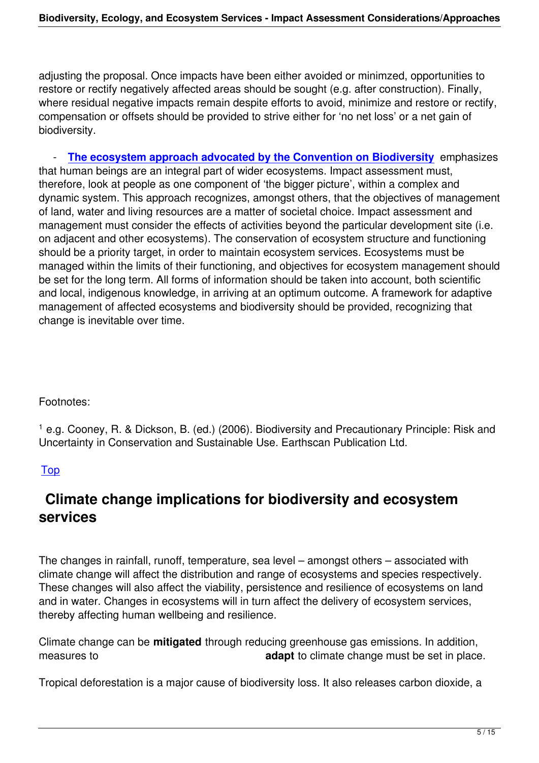adjusting the proposal. Once impacts have been either avoided or minimzed, opportunities to restore or rectify negatively affected areas should be sought (e.g. after construction). Finally, where residual negative impacts remain despite efforts to avoid, minimize and restore or rectify, compensation or offsets should be provided to strive either for 'no net loss' or a net gain of biodiversity.

- **The ecosystem approach advocated by the Convention on Biodiversity** emphasizes that human beings are an integral part of wider ecosystems. Impact assessment must, therefore, look at people as one component of 'the bigger picture', within a complex and dynamic system. This approach recognizes, amongst others, that the objectives of management of land, water and living resources are a matter of societal choice. Impact assessment and management must consider the effects of activities beyond the particular development site (i.e. on adjacent and other ecosystems). The conservation of ecosystem structure and functioning should be a priority target, in order to maintain ecosystem services. Ecosystems must be managed within the limits of their functioning, and objectives for ecosystem management should be set for the long term. All forms of information should be taken into account, both scientific and local, indigenous knowledge, in arriving at an optimum outcome. A framework for adaptive management of affected ecosystems and biodiversity should be provided, recognizing that change is inevitable over time.

Footnotes:

[1] e.g. Cooney, R. & Dickson, B. (ed.) (2006). Biodiversity and Precautionary Principle: Risk and Uncertainty in Conservation and Sustainable Use. Earthscan Publication Ltd.

Top

## Climate change implications for biodiversity and ecosystem services

The changes in rainfall, runoff, temperature, sea level – amongst others – associated with climate change will affect the distribution and range of ecosystems and species respectively. These changes will also affect the viability, persistence and resilience of ecosystems on land and in water. Changes in ecosystems will in turn affect the delivery of ecosystem services, thereby affecting human wellbeing and resilience.

Climate change can be **mitigated** through reducing greenhouse gas emissions. In addition, measures to **adapt** to climate change must be set in place.

Tropical deforestation is a major cause of biodiversity loss. It also releases carbon dioxide, a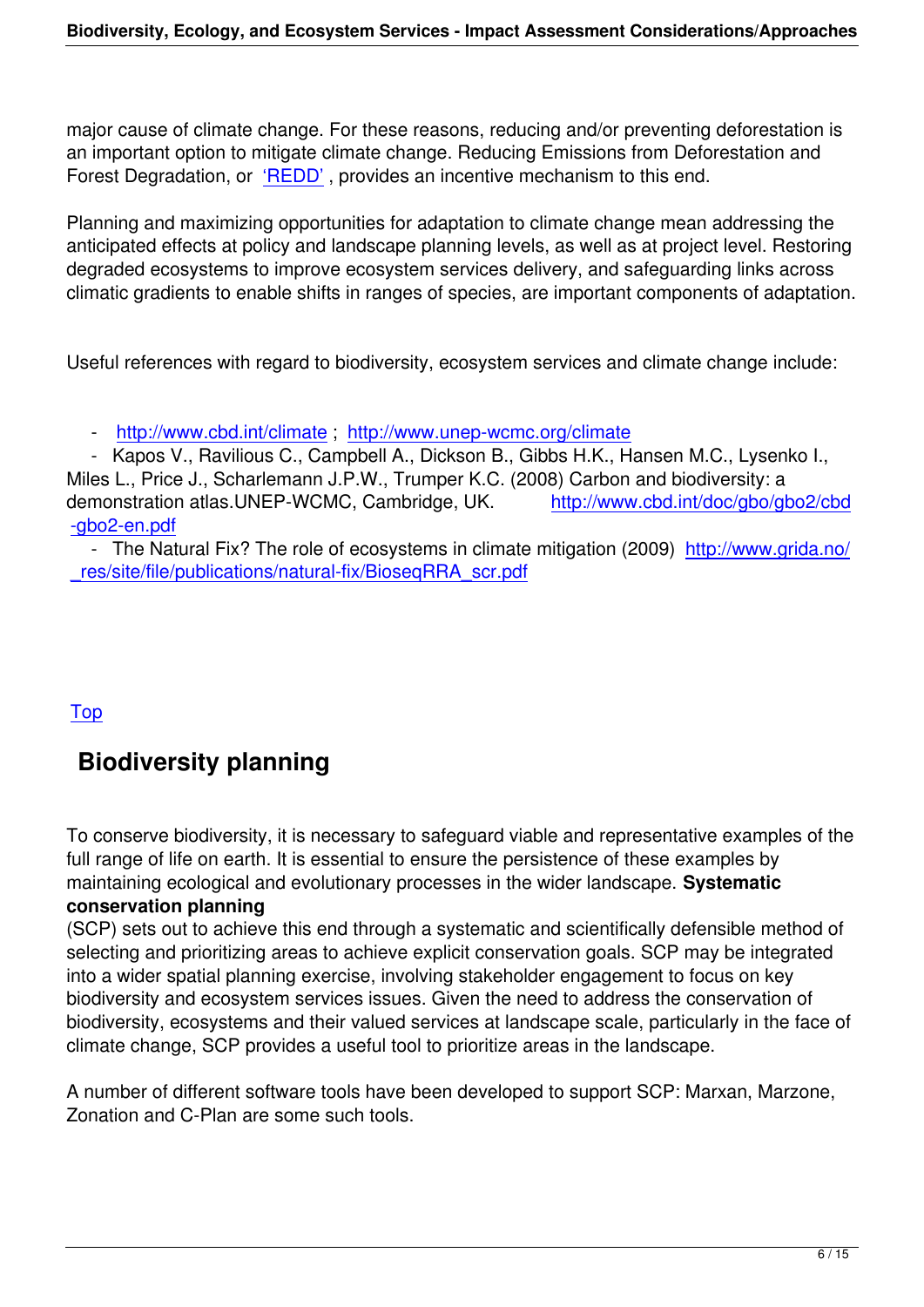major cause of climate change. For these reasons, reducing and/or preventing deforestation is an important option to mitigate climate change. Reducing Emissions from Deforestation and Forest Degradation, or 'REDD', provides an incentive mechanism to this end.

Planning and maximizing opportunities for adaptation to climate change mean addressing the anticipated effects at policy and landscape planning levels, as well as at project level. Restoring degraded ecosystems to improve ecosystem services delivery, and safeguarding links across climatic gradients to enable shifts in ranges of species, are important components of adaptation.

Useful references with regard to biodiversity, ecosystem services and climate change include:

- http://www.cbd.int/climate ; http://www.unep-wcmc.org/climate
- Kapos V., Ravilious C., Campbell A., Dickson B., Gibbs H.K., Hansen M.C., Lysenko I., Miles L., Price J., Scharlemann J.P.W., Trumper K.C. (2008) Carbon and biodiversity: a demonstration atlas.UNEP-WCMC, Cambridge, UK. http://www.cbd.int/doc/gbo/gbo2/cbd-gbo2-en.pdf
- The Natural Fix? The role of ecosystems in climate mitigation (2009) http://www.grida.no/_res/site/file/publications/natural-fix/BioseqRRA_scr.pdf

Top

## Biodiversity planning

To conserve biodiversity, it is necessary to safeguard viable and representative examples of the full range of life on earth. It is essential to ensure the persistence of these examples by maintaining ecological and evolutionary processes in the wider landscape. **Systematic conservation planning** (SCP) sets out to achieve this end through a systematic and scientifically defensible method of selecting and prioritizing areas to achieve explicit conservation goals. SCP may be integrated into a wider spatial planning exercise, involving stakeholder engagement to focus on key biodiversity and ecosystem services issues. Given the need to address the conservation of biodiversity, ecosystems and their valued services at landscape scale, particularly in the face of climate change, SCP provides a useful tool to prioritize areas in the landscape.

A number of different software tools have been developed to support SCP: Marxan, Marzone, Zonation and C-Plan are some such tools.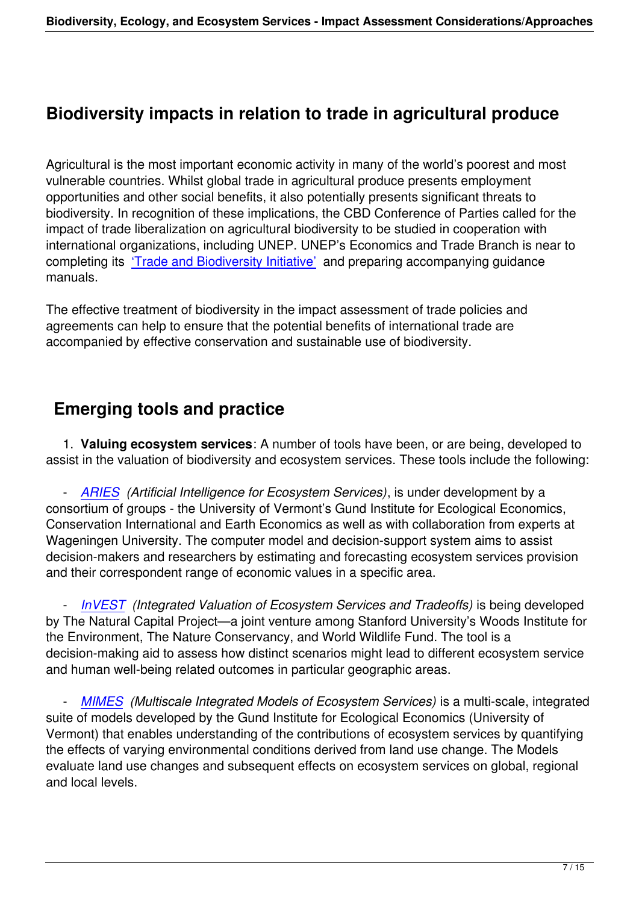# Biodiversity impacts in relation to trade in agricultural produce

Agricultural is the most important economic activity in many of the world's poorest and most vulnerable countries. Whilst global trade in agricultural produce presents employment opportunities and other social benefits, it also potentially presents significant threats to biodiversity. In recognition of these implications, the CBD Conference of Parties called for the impact of trade liberalization on agricultural biodiversity to be studied in cooperation with international organizations, including UNEP. UNEP's Economics and Trade Branch is near to completing its 'Trade and Biodiversity Initiative' and preparing accompanying guidance manuals.

The effective treatment of biodiversity in the impact assessment of trade policies and agreements can help to ensure that the potential benefits of international trade are accompanied by effective conservation and sustainable use of biodiversity.

## Emerging tools and practice

1. **Valuing ecosystem services**: A number of tools have been, or are being, developed to assist in the valuation of biodiversity and ecosystem services. These tools include the following:

- *ARIES (Artificial Intelligence for Ecosystem Services)*, is under development by a consortium of groups - the University of Vermont's Gund Institute for Ecological Economics, Conservation International and Earth Economics as well as with collaboration from experts at Wageningen University. The computer model and decision-support system aims to assist decision-makers and researchers by estimating and forecasting ecosystem services provision and their correspondent range of economic values in a specific area.

- *InVEST (Integrated Valuation of Ecosystem Services and Tradeoffs)* is being developed by The Natural Capital Project—a joint venture among Stanford University's Woods Institute for the Environment, The Nature Conservancy, and World Wildlife Fund. The tool is a decision-making aid to assess how distinct scenarios might lead to different ecosystem service and human well-being related outcomes in particular geographic areas.

- *MIMES (Multiscale Integrated Models of Ecosystem Services)* is a multi-scale, integrated suite of models developed by the Gund Institute for Ecological Economics (University of Vermont) that enables understanding of the contributions of ecosystem services by quantifying the effects of varying environmental conditions derived from land use change. The Models evaluate land use changes and subsequent effects on ecosystem services on global, regional and local levels.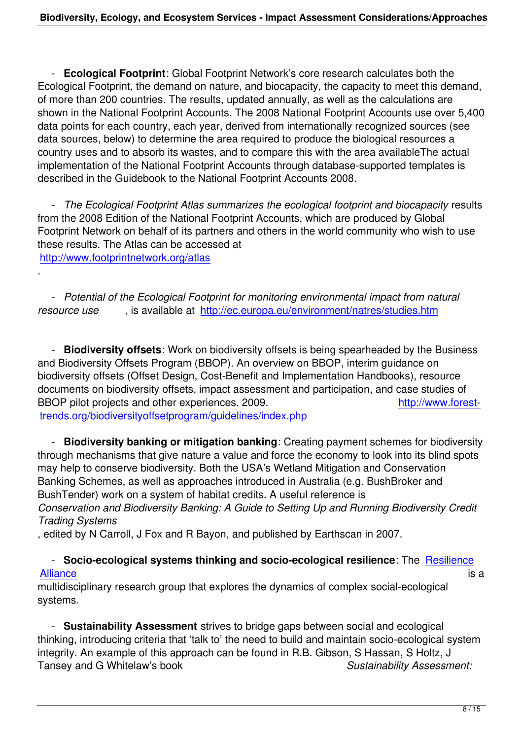- **Ecological Footprint**: Global Footprint Network's core research calculates both the Ecological Footprint, the demand on nature, and biocapacity, the capacity to meet this demand, of more than 200 countries. The results, updated annually, as well as the calculations are shown in the National Footprint Accounts. The 2008 National Footprint Accounts use over 5,400 data points for each country, each year, derived from internationally recognized sources (see data sources, below) to determine the area required to produce the biological resources a country uses and to absorb its wastes, and to compare this with the area availableThe actual implementation of the National Footprint Accounts through database-supported templates is described in the Guidebook to the National Footprint Accounts 2008.

- *The Ecological Footprint Atlas summarizes the ecological footprint and biocapacity* results from the 2008 Edition of the National Footprint Accounts, which are produced by Global Footprint Network on behalf of its partners and others in the world community who wish to use these results. The Atlas can be accessed at http://www.footprintnetwork.org/atlas
.

- *Potential of the Ecological Footprint for monitoring environmental impact from natural resource use* , is available at http://ec.europa.eu/environment/natres/studies.htm

- **Biodiversity offsets**: Work on biodiversity offsets is being spearheaded by the Business and Biodiversity Offsets Program (BBOP). An overview on BBOP, interim guidance on biodiversity offsets (Offset Design, Cost-Benefit and Implementation Handbooks), resource documents on biodiversity offsets, impact assessment and participation, and case studies of BBOP pilot projects and other experiences. 2009. http://www.forest-trends.org/biodiversityoffsetprogram/guidelines/index.php

- **Biodiversity banking or mitigation banking**: Creating payment schemes for biodiversity through mechanisms that give nature a value and force the economy to look into its blind spots may help to conserve biodiversity. Both the USA's Wetland Mitigation and Conservation Banking Schemes, as well as approaches introduced in Australia (e.g. BushBroker and BushTender) work on a system of habitat credits. A useful reference is *Conservation and Biodiversity Banking: A Guide to Setting Up and Running Biodiversity Credit Trading Systems*
, edited by N Carroll, J Fox and R Bayon, and published by Earthscan in 2007.

- **Socio-ecological systems thinking and socio-ecological resilience**: The Resilience Alliance is a multidisciplinary research group that explores the dynamics of complex social-ecological systems.

- **Sustainability Assessment** strives to bridge gaps between social and ecological thinking, introducing criteria that 'talk to' the need to build and maintain socio-ecological system integrity. An example of this approach can be found in R.B. Gibson, S Hassan, S Holtz, J Tansey and G Whitelaw's book *Sustainability Assessment:*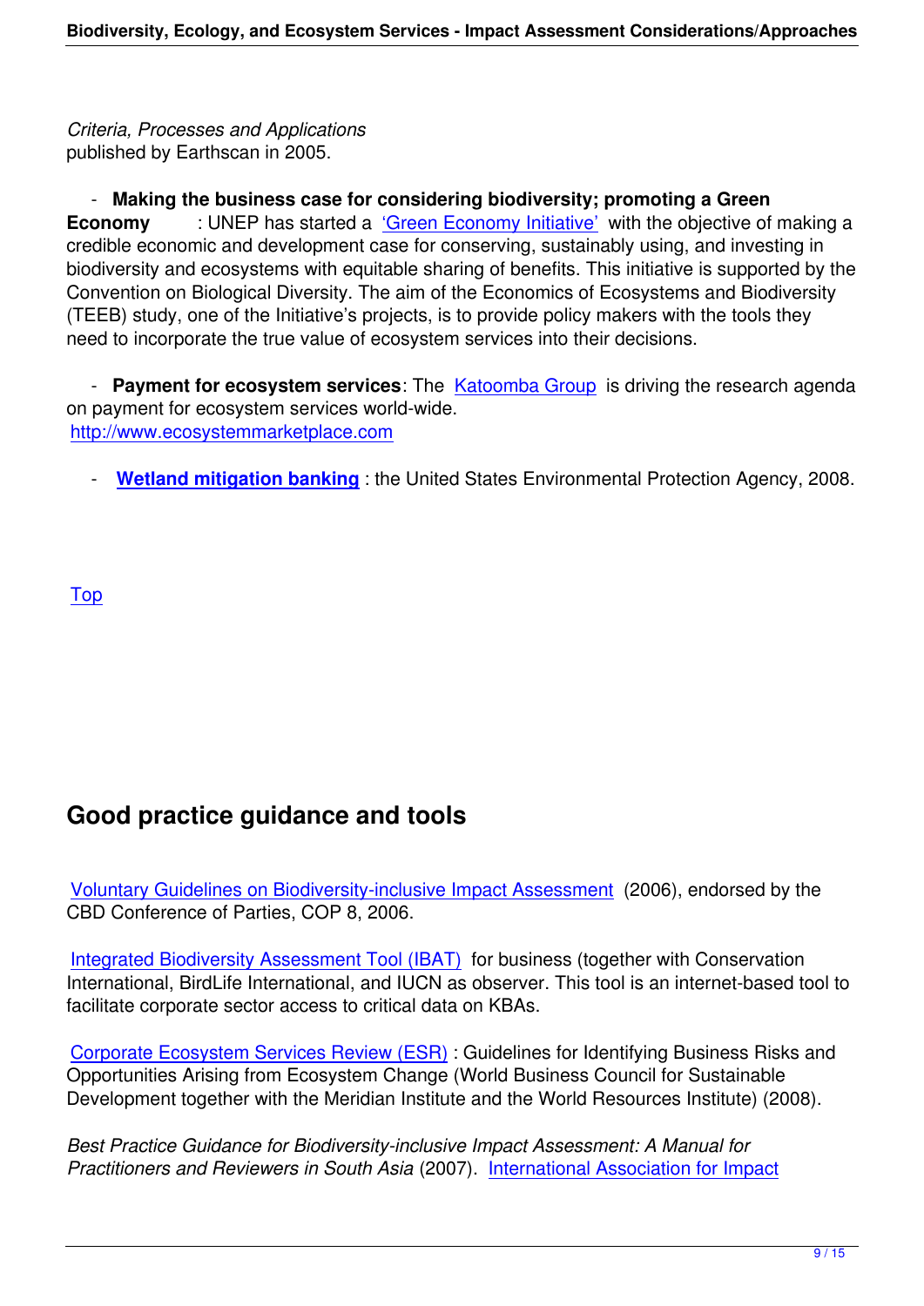*Criteria, Processes and Applications*
published by Earthscan in 2005.

- **Making the business case for considering biodiversity; promoting a Green Economy** : UNEP has started a 'Green Economy Initiative' with the objective of making a credible economic and development case for conserving, sustainably using, and investing in biodiversity and ecosystems with equitable sharing of benefits. This initiative is supported by the Convention on Biological Diversity. The aim of the Economics of Ecosystems and Biodiversity (TEEB) study, one of the Initiative's projects, is to provide policy makers with the tools they need to incorporate the true value of ecosystem services into their decisions.

- **Payment for ecosystem services**: The Katoomba Group is driving the research agenda on payment for ecosystem services world-wide.
http://www.ecosystemmarketplace.com

- **Wetland mitigation banking** : the United States Environmental Protection Agency, 2008.

Top

## Good practice guidance and tools

Voluntary Guidelines on Biodiversity-inclusive Impact Assessment (2006), endorsed by the CBD Conference of Parties, COP 8, 2006.

Integrated Biodiversity Assessment Tool (IBAT) for business (together with Conservation International, BirdLife International, and IUCN as observer. This tool is an internet-based tool to facilitate corporate sector access to critical data on KBAs.

Corporate Ecosystem Services Review (ESR) : Guidelines for Identifying Business Risks and Opportunities Arising from Ecosystem Change (World Business Council for Sustainable Development together with the Meridian Institute and the World Resources Institute) (2008).

*Best Practice Guidance for Biodiversity-inclusive Impact Assessment: A Manual for Practitioners and Reviewers in South Asia* (2007). International Association for Impact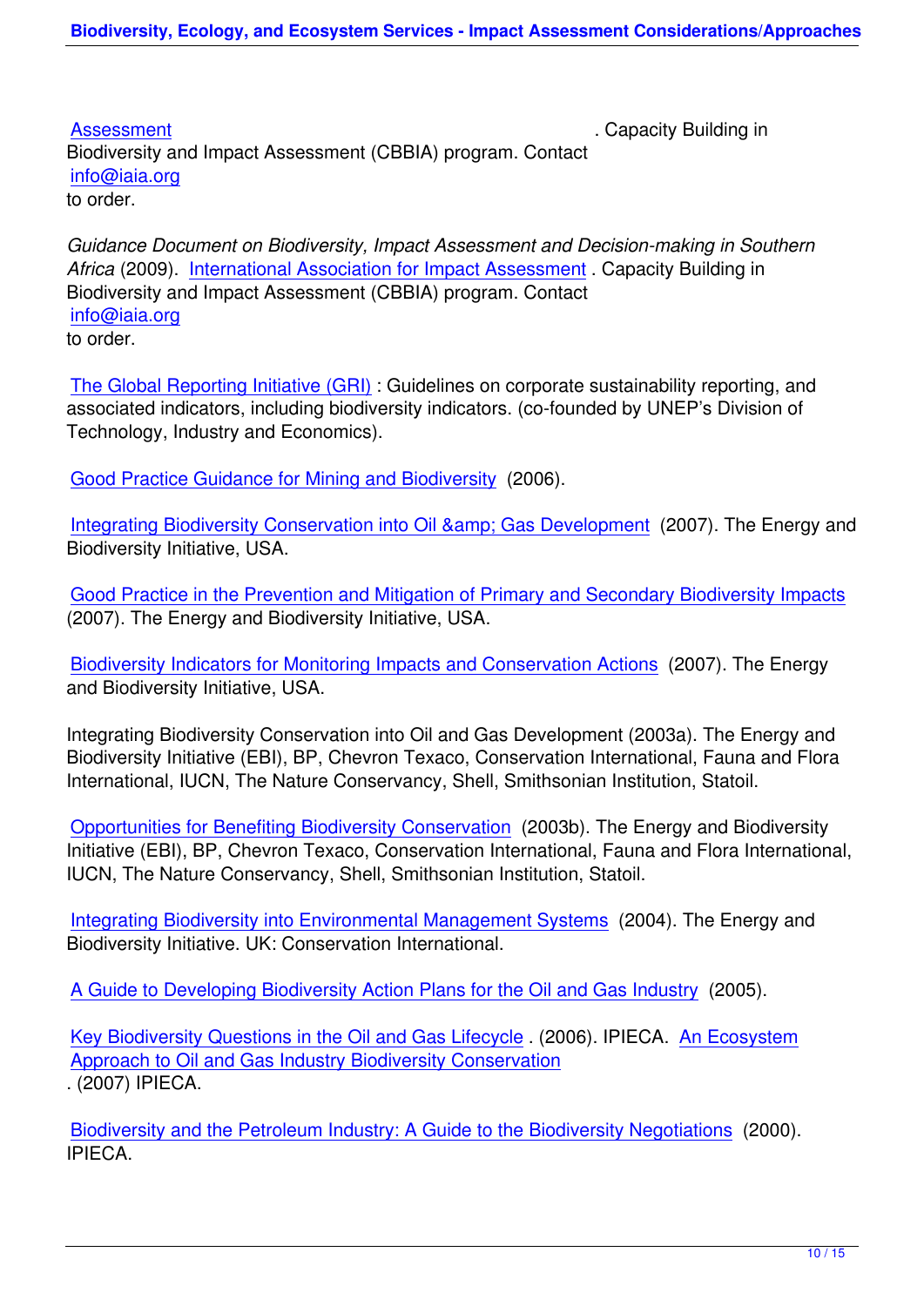Assessment . Capacity Building in Biodiversity and Impact Assessment (CBBIA) program. Contact info@iaia.org to order.

*Guidance Document on Biodiversity, Impact Assessment and Decision-making in Southern Africa* (2009). International Association for Impact Assessment . Capacity Building in Biodiversity and Impact Assessment (CBBIA) program. Contact info@iaia.org to order.

The Global Reporting Initiative (GRI) : Guidelines on corporate sustainability reporting, and associated indicators, including biodiversity indicators. (co-founded by UNEP's Division of Technology, Industry and Economics).

Good Practice Guidance for Mining and Biodiversity (2006).

Integrating Biodiversity Conservation into Oil &amp; Gas Development (2007). The Energy and Biodiversity Initiative, USA.

Good Practice in the Prevention and Mitigation of Primary and Secondary Biodiversity Impacts (2007). The Energy and Biodiversity Initiative, USA.

Biodiversity Indicators for Monitoring Impacts and Conservation Actions (2007). The Energy and Biodiversity Initiative, USA.

Integrating Biodiversity Conservation into Oil and Gas Development (2003a). The Energy and Biodiversity Initiative (EBI), BP, Chevron Texaco, Conservation International, Fauna and Flora International, IUCN, The Nature Conservancy, Shell, Smithsonian Institution, Statoil.

Opportunities for Benefiting Biodiversity Conservation (2003b). The Energy and Biodiversity Initiative (EBI), BP, Chevron Texaco, Conservation International, Fauna and Flora International, IUCN, The Nature Conservancy, Shell, Smithsonian Institution, Statoil.

Integrating Biodiversity into Environmental Management Systems (2004). The Energy and Biodiversity Initiative. UK: Conservation International.

A Guide to Developing Biodiversity Action Plans for the Oil and Gas Industry (2005).

Key Biodiversity Questions in the Oil and Gas Lifecycle . (2006). IPIECA. An Ecosystem Approach to Oil and Gas Industry Biodiversity Conservation . (2007) IPIECA.

Biodiversity and the Petroleum Industry: A Guide to the Biodiversity Negotiations (2000). IPIECA.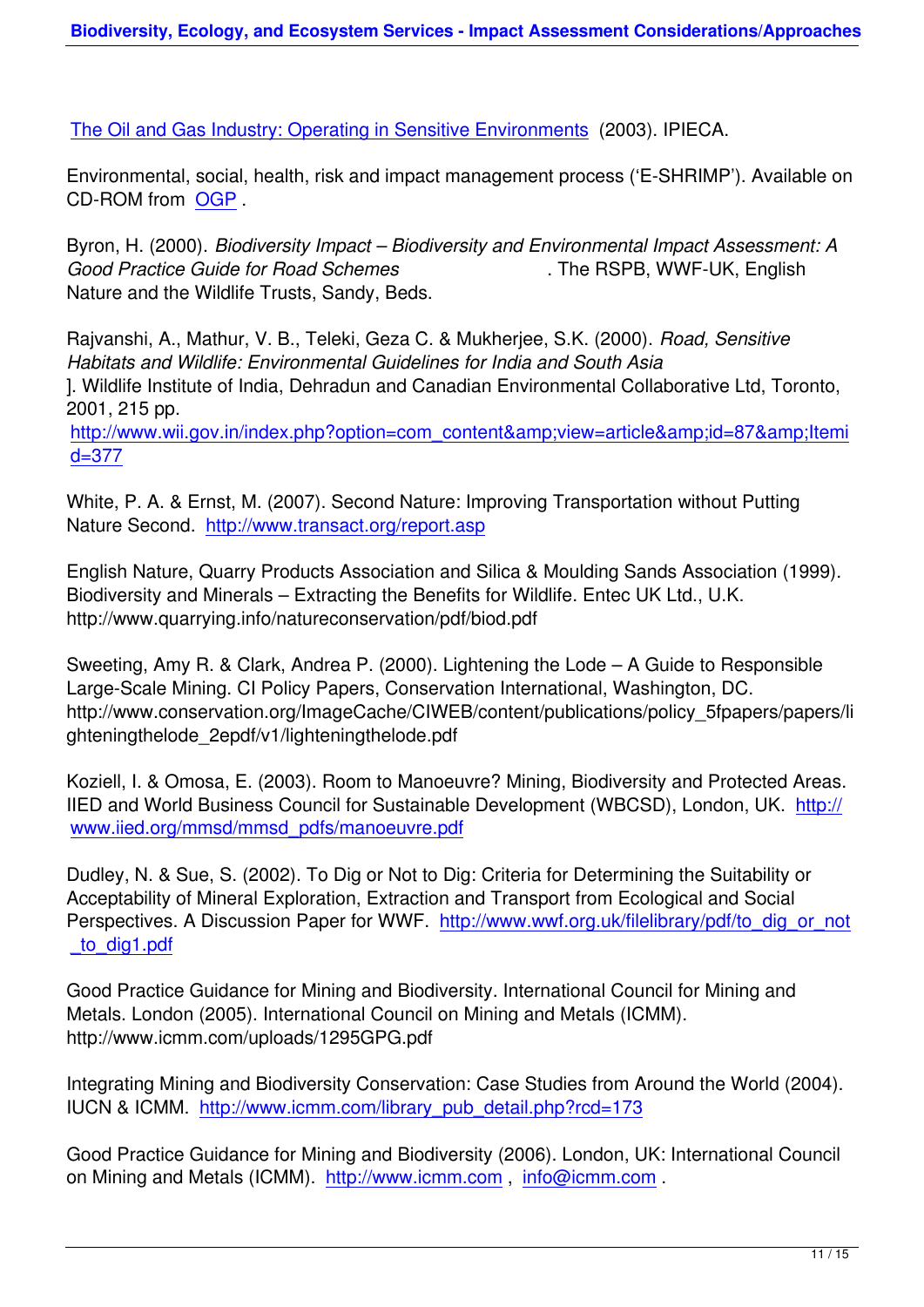The Oil and Gas Industry: Operating in Sensitive Environments (2003). IPIECA.

Environmental, social, health, risk and impact management process ('E-SHRIMP'). Available on CD-ROM from OGP .

Byron, H. (2000). *Biodiversity Impact – Biodiversity and Environmental Impact Assessment: A Good Practice Guide for Road Schemes* . The RSPB, WWF-UK, English Nature and the Wildlife Trusts, Sandy, Beds.

Rajvanshi, A., Mathur, V. B., Teleki, Geza C. & Mukherjee, S.K. (2000). *Road, Sensitive Habitats and Wildlife: Environmental Guidelines for India and South Asia* ]. Wildlife Institute of India, Dehradun and Canadian Environmental Collaborative Ltd, Toronto, 2001, 215 pp.
http://www.wii.gov.in/index.php?option=com_content&amp;view=article&amp;id=87&amp;Itemid=377

White, P. A. & Ernst, M. (2007). Second Nature: Improving Transportation without Putting Nature Second. http://www.transact.org/report.asp

English Nature, Quarry Products Association and Silica & Moulding Sands Association (1999). Biodiversity and Minerals – Extracting the Benefits for Wildlife. Entec UK Ltd., U.K. http://www.quarrying.info/natureconservation/pdf/biod.pdf

Sweeting, Amy R. & Clark, Andrea P. (2000). Lightening the Lode – A Guide to Responsible Large-Scale Mining. CI Policy Papers, Conservation International, Washington, DC. http://www.conservation.org/ImageCache/CIWEB/content/publications/policy_5fpapers/papers/lighteningthelode_2epdf/v1/lighteningthelode.pdf

Koziell, I. & Omosa, E. (2003). Room to Manoeuvre? Mining, Biodiversity and Protected Areas. IIED and World Business Council for Sustainable Development (WBCSD), London, UK. http://www.iied.org/mmsd/mmsd_pdfs/manoeuvre.pdf

Dudley, N. & Sue, S. (2002). To Dig or Not to Dig: Criteria for Determining the Suitability or Acceptability of Mineral Exploration, Extraction and Transport from Ecological and Social Perspectives. A Discussion Paper for WWF. http://www.wwf.org.uk/filelibrary/pdf/to_dig_or_not_to_dig1.pdf

Good Practice Guidance for Mining and Biodiversity. International Council for Mining and Metals. London (2005). International Council on Mining and Metals (ICMM). http://www.icmm.com/uploads/1295GPG.pdf

Integrating Mining and Biodiversity Conservation: Case Studies from Around the World (2004). IUCN & ICMM. http://www.icmm.com/library_pub_detail.php?rcd=173

Good Practice Guidance for Mining and Biodiversity (2006). London, UK: International Council on Mining and Metals (ICMM). http://www.icmm.com , info@icmm.com .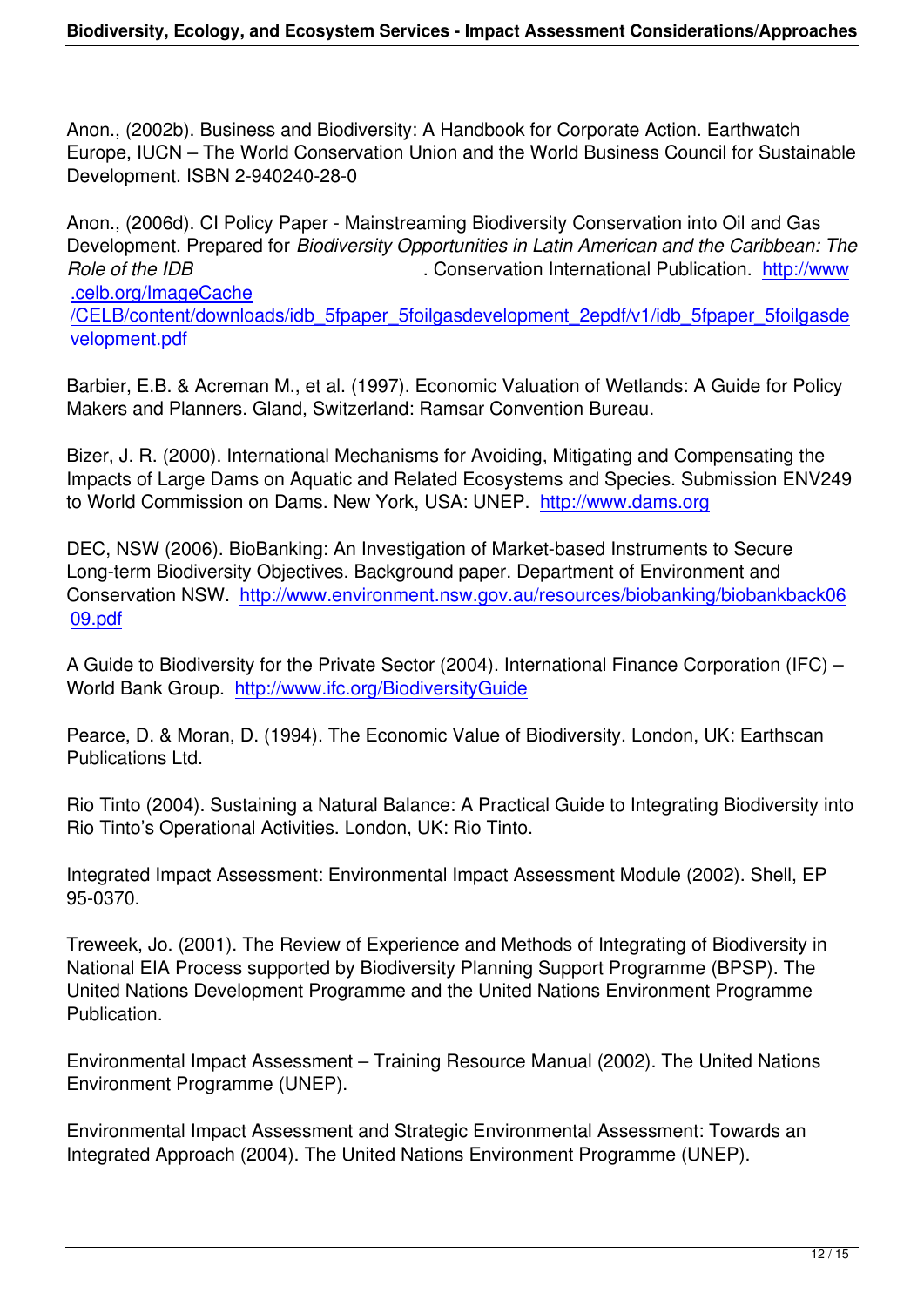Anon., (2002b). Business and Biodiversity: A Handbook for Corporate Action. Earthwatch Europe, IUCN – The World Conservation Union and the World Business Council for Sustainable Development. ISBN 2-940240-28-0

Anon., (2006d). CI Policy Paper - Mainstreaming Biodiversity Conservation into Oil and Gas Development. Prepared for *Biodiversity Opportunities in Latin American and the Caribbean: The Role of the IDB*. Conservation International Publication. http://www.celb.org/ImageCache/CELB/content/downloads/idb_5fpaper_5foilgasdevelopment_2epdf/v1/idb_5fpaper_5foilgasdevelopment.pdf

Barbier, E.B. & Acreman M., et al. (1997). Economic Valuation of Wetlands: A Guide for Policy Makers and Planners. Gland, Switzerland: Ramsar Convention Bureau.

Bizer, J. R. (2000). International Mechanisms for Avoiding, Mitigating and Compensating the Impacts of Large Dams on Aquatic and Related Ecosystems and Species. Submission ENV249 to World Commission on Dams. New York, USA: UNEP. http://www.dams.org

DEC, NSW (2006). BioBanking: An Investigation of Market-based Instruments to Secure Long-term Biodiversity Objectives. Background paper. Department of Environment and Conservation NSW. http://www.environment.nsw.gov.au/resources/biobanking/biobankback0609.pdf

A Guide to Biodiversity for the Private Sector (2004). International Finance Corporation (IFC) – World Bank Group. http://www.ifc.org/BiodiversityGuide

Pearce, D. & Moran, D. (1994). The Economic Value of Biodiversity. London, UK: Earthscan Publications Ltd.

Rio Tinto (2004). Sustaining a Natural Balance: A Practical Guide to Integrating Biodiversity into Rio Tinto's Operational Activities. London, UK: Rio Tinto.

Integrated Impact Assessment: Environmental Impact Assessment Module (2002). Shell, EP 95-0370.

Treweek, Jo. (2001). The Review of Experience and Methods of Integrating of Biodiversity in National EIA Process supported by Biodiversity Planning Support Programme (BPSP). The United Nations Development Programme and the United Nations Environment Programme Publication.

Environmental Impact Assessment – Training Resource Manual (2002). The United Nations Environment Programme (UNEP).

Environmental Impact Assessment and Strategic Environmental Assessment: Towards an Integrated Approach (2004). The United Nations Environment Programme (UNEP).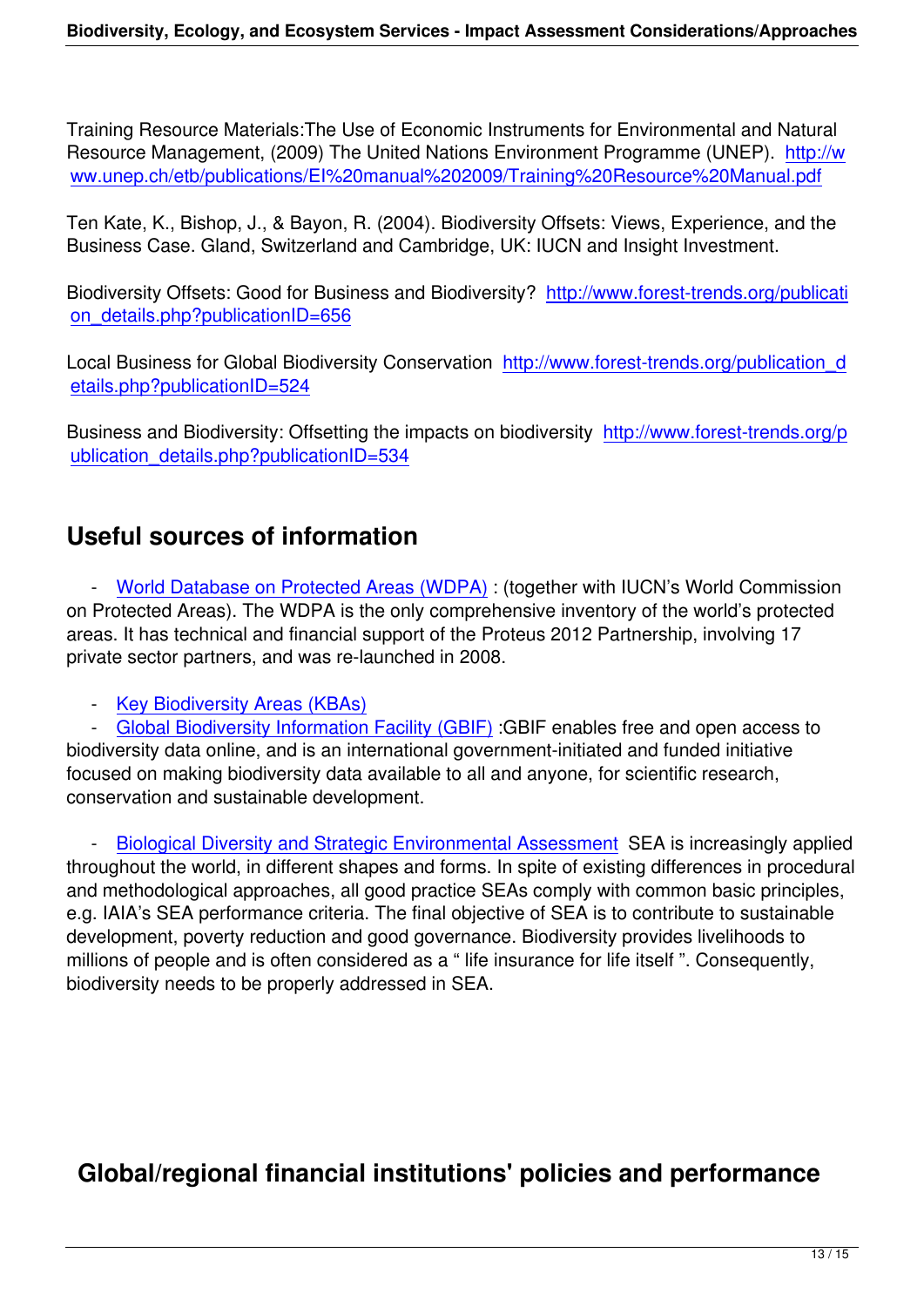Training Resource Materials:The Use of Economic Instruments for Environmental and Natural Resource Management, (2009) The United Nations Environment Programme (UNEP). http://www.unep.ch/etb/publications/EI%20manual%202009/Training%20Resource%20Manual.pdf

Ten Kate, K., Bishop, J., & Bayon, R. (2004). Biodiversity Offsets: Views, Experience, and the Business Case. Gland, Switzerland and Cambridge, UK: IUCN and Insight Investment.

Biodiversity Offsets: Good for Business and Biodiversity? http://www.forest-trends.org/publication_details.php?publicationID=656

Local Business for Global Biodiversity Conservation http://www.forest-trends.org/publication_details.php?publicationID=524

Business and Biodiversity: Offsetting the impacts on biodiversity http://www.forest-trends.org/publication_details.php?publicationID=534

## Useful sources of information

- World Database on Protected Areas (WDPA) : (together with IUCN's World Commission on Protected Areas). The WDPA is the only comprehensive inventory of the world's protected areas. It has technical and financial support of the Proteus 2012 Partnership, involving 17 private sector partners, and was re-launched in 2008.

- Key Biodiversity Areas (KBAs)
- Global Biodiversity Information Facility (GBIF) :GBIF enables free and open access to biodiversity data online, and is an international government-initiated and funded initiative focused on making biodiversity data available to all and anyone, for scientific research, conservation and sustainable development.

- Biological Diversity and Strategic Environmental Assessment SEA is increasingly applied throughout the world, in different shapes and forms. In spite of existing differences in procedural and methodological approaches, all good practice SEAs comply with common basic principles, e.g. IAIA's SEA performance criteria. The final objective of SEA is to contribute to sustainable development, poverty reduction and good governance. Biodiversity provides livelihoods to millions of people and is often considered as a " life insurance for life itself ". Consequently, biodiversity needs to be properly addressed in SEA.

## Global/regional financial institutions' policies and performance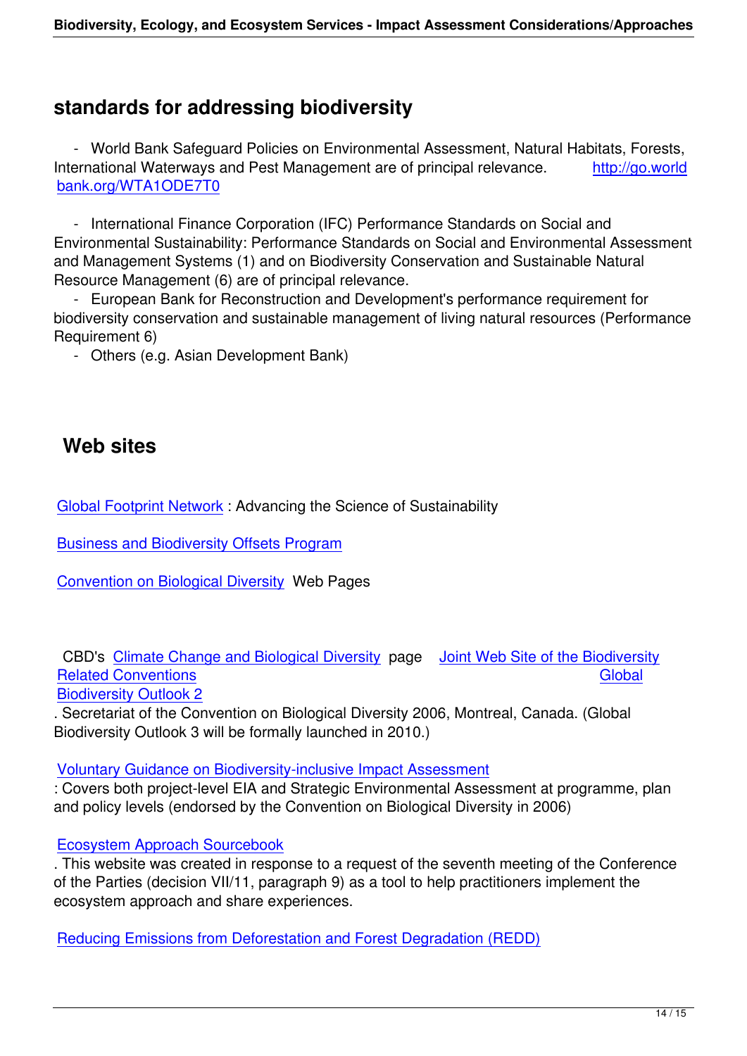## standards for addressing biodiversity

- World Bank Safeguard Policies on Environmental Assessment, Natural Habitats, Forests, International Waterways and Pest Management are of principal relevance. http://go.worldbank.org/WTA1ODE7T0
- International Finance Corporation (IFC) Performance Standards on Social and Environmental Sustainability: Performance Standards on Social and Environmental Assessment and Management Systems (1) and on Biodiversity Conservation and Sustainable Natural Resource Management (6) are of principal relevance.
- European Bank for Reconstruction and Development's performance requirement for biodiversity conservation and sustainable management of living natural resources (Performance Requirement 6)
- Others (e.g. Asian Development Bank)

## Web sites

Global Footprint Network : Advancing the Science of Sustainability

Business and Biodiversity Offsets Program

Convention on Biological Diversity Web Pages

CBD's Climate Change and Biological Diversity page Joint Web Site of the Biodiversity Related Conventions Global Biodiversity Outlook 2 . Secretariat of the Convention on Biological Diversity 2006, Montreal, Canada. (Global Biodiversity Outlook 3 will be formally launched in 2010.)

Voluntary Guidance on Biodiversity-inclusive Impact Assessment : Covers both project-level EIA and Strategic Environmental Assessment at programme, plan and policy levels (endorsed by the Convention on Biological Diversity in 2006)

Ecosystem Approach Sourcebook . This website was created in response to a request of the seventh meeting of the Conference of the Parties (decision VII/11, paragraph 9) as a tool to help practitioners implement the ecosystem approach and share experiences.

Reducing Emissions from Deforestation and Forest Degradation (REDD)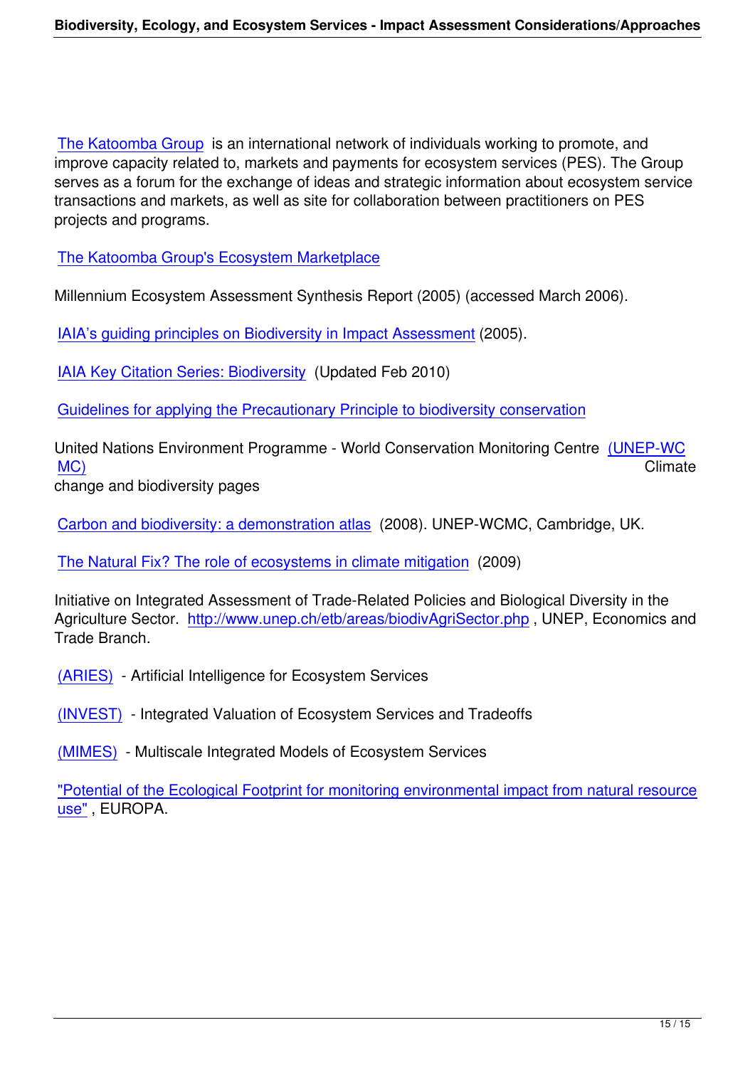The Katoomba Group is an international network of individuals working to promote, and improve capacity related to, markets and payments for ecosystem services (PES). The Group serves as a forum for the exchange of ideas and strategic information about ecosystem service transactions and markets, as well as site for collaboration between practitioners on PES projects and programs.

The Katoomba Group's Ecosystem Marketplace

Millennium Ecosystem Assessment Synthesis Report (2005) (accessed March 2006).

IAIA's guiding principles on Biodiversity in Impact Assessment (2005).

IAIA Key Citation Series: Biodiversity (Updated Feb 2010)

Guidelines for applying the Precautionary Principle to biodiversity conservation

United Nations Environment Programme - World Conservation Monitoring Centre (UNEP-WCMC) Climate change and biodiversity pages

Carbon and biodiversity: a demonstration atlas (2008). UNEP-WCMC, Cambridge, UK.

The Natural Fix? The role of ecosystems in climate mitigation (2009)

Initiative on Integrated Assessment of Trade-Related Policies and Biological Diversity in the Agriculture Sector. http://www.unep.ch/etb/areas/biodivAgriSector.php , UNEP, Economics and Trade Branch.

(ARIES) - Artificial Intelligence for Ecosystem Services

(INVEST) - Integrated Valuation of Ecosystem Services and Tradeoffs

(MIMES) - Multiscale Integrated Models of Ecosystem Services

"Potential of the Ecological Footprint for monitoring environmental impact from natural resource use" , EUROPA.